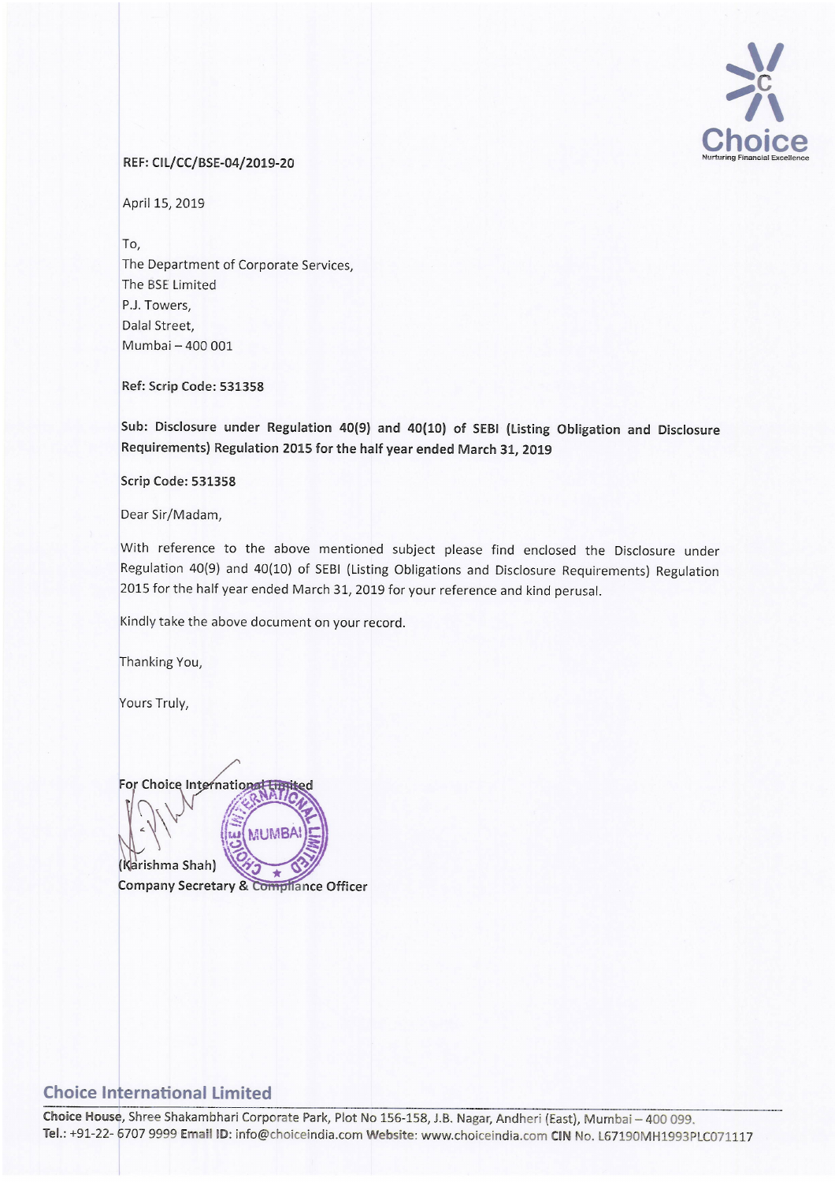REF: CIL/CC/BSE-04/2019-20

April 15, 2019

To,
The Department of Corporate Services,
The BSE Limited
P.J. Towers,
Dalal Street,
Mumbai – 400 001

**Ref: Scrip Code: 531358**

**Sub: Disclosure under Regulation 40(9) and 40(10) of SEBI (Listing Obligation and Disclosure Requirements) Regulation 2015 for the half year ended March 31, 2019**

**Scrip Code: 531358**

Dear Sir/Madam,

With reference to the above mentioned subject please find enclosed the Disclosure under Regulation 40(9) and 40(10) of SEBI (Listing Obligations and Disclosure Requirements) Regulation 2015 for the half year ended March 31, 2019 for your reference and kind perusal.

Kindly take the above document on your record.

Thanking You,

Yours Truly,

**For Choice International Limited**

**(Karishma Shah)**
**Company Secretary & Compliance Officer**

**Choice International Limited**

**Choice House**, Shree Shakambhari Corporate Park, Plot No 156-158, J.B. Nagar, Andheri (East), Mumbai – 400 099.
**Tel.:** +91-22- 6707 9999 **Email ID:** info@choiceindia.com **Website:** www.choiceindia.com **CIN No.** L67190MH1993PLC071117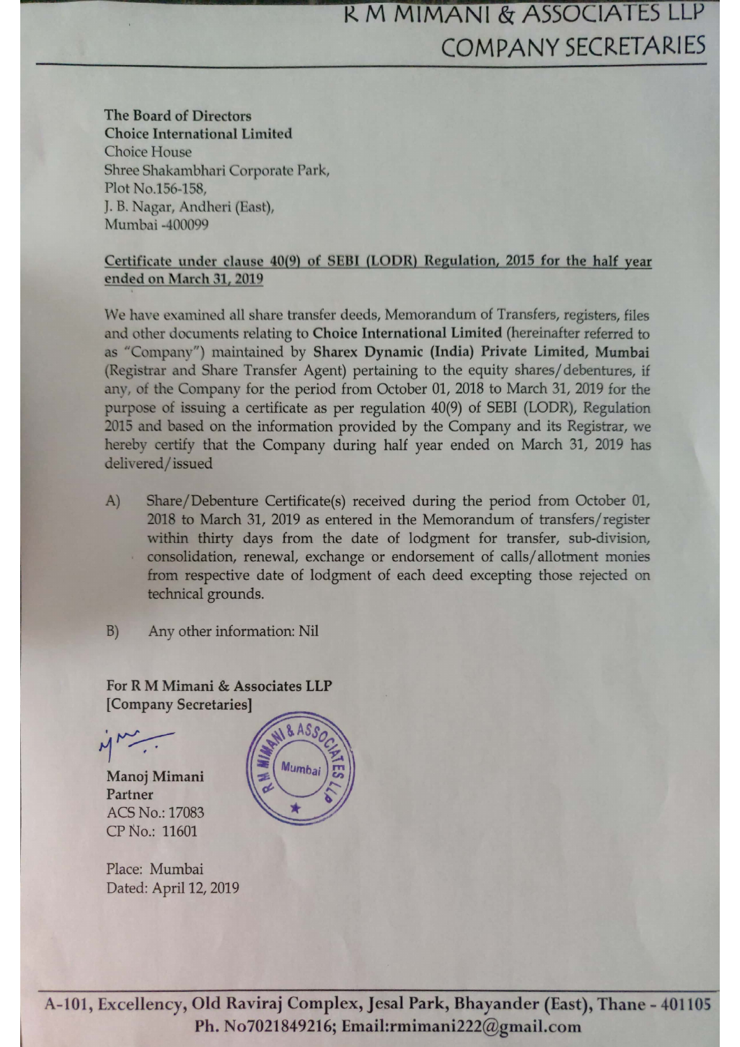# R M MIMANI & ASSOCIATES LLP
## COMPANY SECRETARIES

The Board of Directors
**Choice International Limited**
Choice House
Shree Shakambhari Corporate Park,
Plot No.156-158,
J. B. Nagar, Andheri (East),
Mumbai -400099

**Certificate under clause 40(9) of SEBI (LODR) Regulation, 2015 for the half year ended on March 31, 2019**

We have examined all share transfer deeds, Memorandum of Transfers, registers, files and other documents relating to **Choice International Limited** (hereinafter referred to as "Company") maintained by **Sharex Dynamic (India) Private Limited, Mumbai** (Registrar and Share Transfer Agent) pertaining to the equity shares/debentures, if any, of the Company for the period from October 01, 2018 to March 31, 2019 for the purpose of issuing a certificate as per regulation 40(9) of SEBI (LODR), Regulation 2015 and based on the information provided by the Company and its Registrar, we hereby certify that the Company during half year ended on March 31, 2019 has delivered/issued

A) Share/Debenture Certificate(s) received during the period from October 01, 2018 to March 31, 2019 as entered in the Memorandum of transfers/register within thirty days from the date of lodgment for transfer, sub-division, consolidation, renewal, exchange or endorsement of calls/allotment monies from respective date of lodgment of each deed excepting those rejected on technical grounds.

B) Any other information: Nil

**For R M Mimani & Associates LLP**
**[Company Secretaries]**

**Manoj Mimani**
Partner
ACS No.: 17083
CP No.: 11601

Place: Mumbai
Dated: April 12, 2019

A-101, Excellency, Old Raviraj Complex, Jesal Park, Bhayander (East), Thane - 401105
Ph. No7021849216; Email:rmimani222@gmail.com